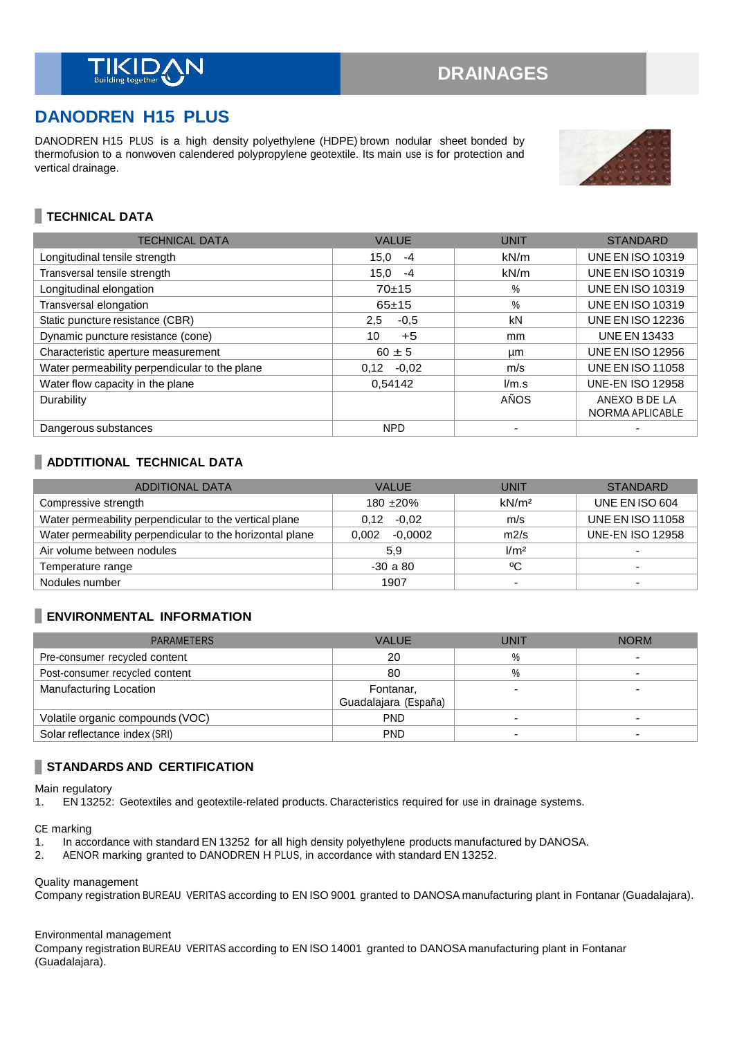TIKIDAN
Building together

DRAINAGES

# DANODREN H15 PLUS

DANODREN H15 PLUS is a high density polyethylene (HDPE) brown nodular sheet bonded by thermofusion to a nonwoven calendered polypropylene geotextile. Its main use is for protection and vertical drainage.

## TECHNICAL DATA

| TECHNICAL DATA | VALUE | UNIT | STANDARD |
|---|---|---|---|
| Longitudinal tensile strength | 15,0 -4 | kN/m | UNE EN ISO 10319 |
| Transversal tensile strength | 15,0 -4 | kN/m | UNE EN ISO 10319 |
| Longitudinal elongation | 70±15 | % | UNE EN ISO 10319 |
| Transversal elongation | 65±15 | % | UNE EN ISO 10319 |
| Static puncture resistance (CBR) | 2,5 -0,5 | kN | UNE EN ISO 12236 |
| Dynamic puncture resistance (cone) | 10 +5 | mm | UNE EN 13433 |
| Characteristic aperture measurement | 60 ± 5 | µm | UNE EN ISO 12956 |
| Water permeability perpendicular to the plane | 0,12 -0,02 | m/s | UNE EN ISO 11058 |
| Water flow capacity in the plane | 0,54142 | l/m.s | UNE-EN ISO 12958 |
| Durability | | AÑOS | ANEXO B DE LA NORMA APLICABLE |
| Dangerous substances | NPD | - | - |

## ADDTITIONAL TECHNICAL DATA

| ADDITIONAL DATA | VALUE | UNIT | STANDARD |
|---|---|---|---|
| Compressive strength | 180 ±20% | kN/m² | UNE EN ISO 604 |
| Water permeability perpendicular to the vertical plane | 0,12 -0,02 | m/s | UNE EN ISO 11058 |
| Water permeability perpendicular to the horizontal plane | 0,002 -0,0002 | m2/s | UNE-EN ISO 12958 |
| Air volume between nodules | 5,9 | l/m² | - |
| Temperature range | -30 a 80 | ºC | - |
| Nodules number | 1907 | - | - |

## ENVIRONMENTAL INFORMATION

| PARAMETERS | VALUE | UNIT | NORM |
|---|---|---|---|
| Pre-consumer recycled content | 20 | % | - |
| Post-consumer recycled content | 80 | % | - |
| Manufacturing Location | Fontanar, Guadalajara (España) | - | - |
| Volatile organic compounds (VOC) | PND | - | - |
| Solar reflectance index (SRI) | PND | - | - |

## STANDARDS AND CERTIFICATION

Main regulatory

1. EN 13252: Geotextiles and geotextile-related products. Characteristics required for use in drainage systems.

CE marking

1. In accordance with standard EN 13252 for all high density polyethylene products manufactured by DANOSA.
2. AENOR marking granted to DANODREN H PLUS, in accordance with standard EN 13252.

Quality management

Company registration BUREAU VERITAS according to EN ISO 9001 granted to DANOSA manufacturing plant in Fontanar (Guadalajara).

Environmental management

Company registration BUREAU VERITAS according to EN ISO 14001 granted to DANOSA manufacturing plant in Fontanar (Guadalajara).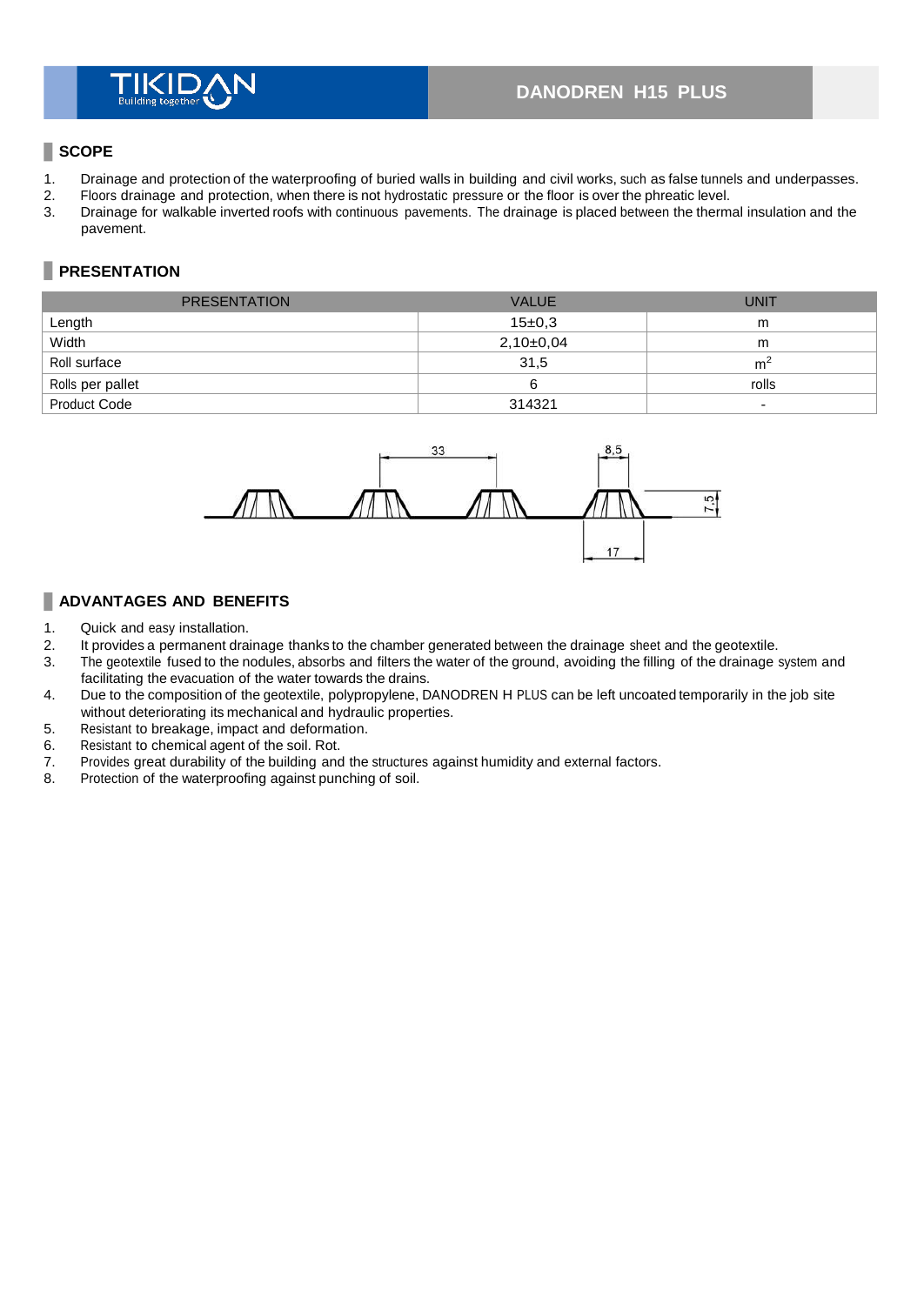# DANODREN H15 PLUS

## SCOPE

1. Drainage and protection of the waterproofing of buried walls in building and civil works, such as false tunnels and underpasses.
2. Floors drainage and protection, when there is not hydrostatic pressure or the floor is over the phreatic level.
3. Drainage for walkable inverted roofs with continuous pavements. The drainage is placed between the thermal insulation and the pavement.

## PRESENTATION

| PRESENTATION | VALUE | UNIT |
|---|---|---|
| Length | 15±0,3 | m |
| Width | 2,10±0,04 | m |
| Roll surface | 31,5 | $m^2$ |
| Rolls per pallet | 6 | rolls |
| Product Code | 314321 | - |

## ADVANTAGES AND BENEFITS

1. Quick and easy installation.
2. It provides a permanent drainage thanks to the chamber generated between the drainage sheet and the geotextile.
3. The geotextile fused to the nodules, absorbs and filters the water of the ground, avoiding the filling of the drainage system and facilitating the evacuation of the water towards the drains.
4. Due to the composition of the geotextile, polypropylene, DANODREN H PLUS can be left uncoated temporarily in the job site without deteriorating its mechanical and hydraulic properties.
5. Resistant to breakage, impact and deformation.
6. Resistant to chemical agent of the soil. Rot.
7. Provides great durability of the building and the structures against humidity and external factors.
8. Protection of the waterproofing against punching of soil.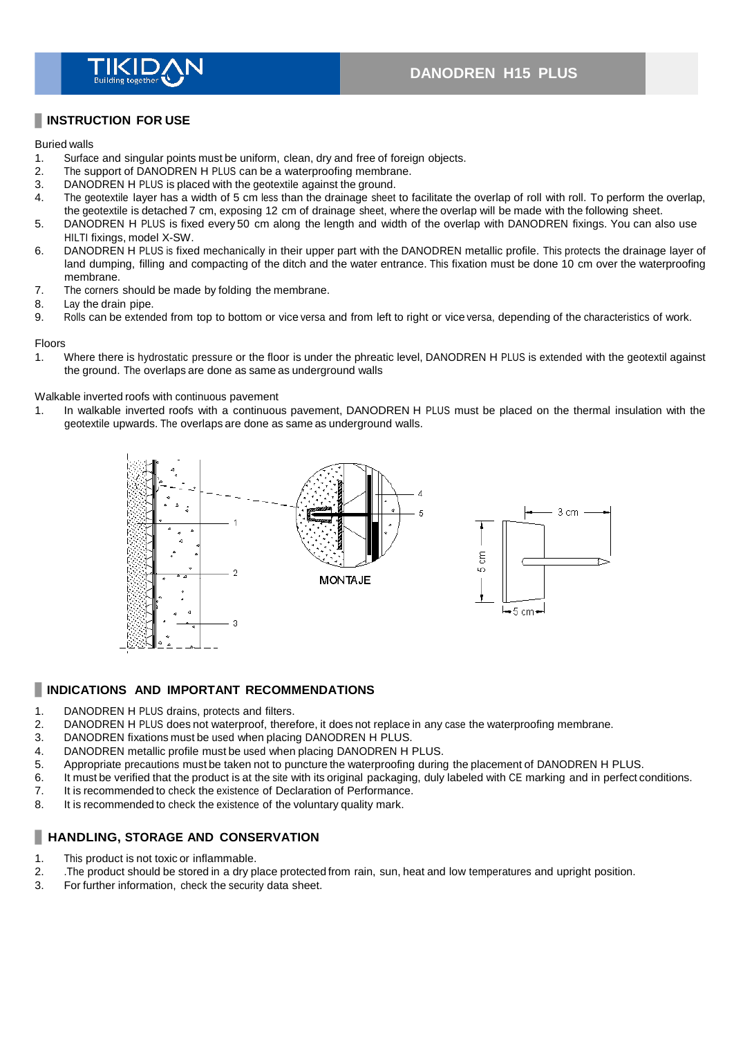## INSTRUCTION FOR USE

Buried walls

1. Surface and singular points must be uniform, clean, dry and free of foreign objects.
2. The support of DANODREN H PLUS can be a waterproofing membrane.
3. DANODREN H PLUS is placed with the geotextile against the ground.
4. The geotextile layer has a width of 5 cm less than the drainage sheet to facilitate the overlap of roll with roll. To perform the overlap, the geotextile is detached 7 cm, exposing 12 cm of drainage sheet, where the overlap will be made with the following sheet.
5. DANODREN H PLUS is fixed every 50 cm along the length and width of the overlap with DANODREN fixings. You can also use HILTI fixings, model X-SW.
6. DANODREN H PLUS is fixed mechanically in their upper part with the DANODREN metallic profile. This protects the drainage layer of land dumping, filling and compacting of the ditch and the water entrance. This fixation must be done 10 cm over the waterproofing membrane.
7. The corners should be made by folding the membrane.
8. Lay the drain pipe.
9. Rolls can be extended from top to bottom or vice versa and from left to right or vice versa, depending of the characteristics of work.

Floors

1. Where there is hydrostatic pressure or the floor is under the phreatic level, DANODREN H PLUS is extended with the geotextil against the ground. The overlaps are done as same as underground walls

Walkable inverted roofs with continuous pavement

1. In walkable inverted roofs with continuous pavement, DANODREN H PLUS must be placed on the thermal insulation with the geotextile upwards. The overlaps are done as same as underground walls.

MONTAJE

## INDICATIONS AND IMPORTANT RECOMMENDATIONS

1. DANODREN H PLUS drains, protects and filters.
2. DANODREN H PLUS does not waterproof, therefore, it does not replace in any case the waterproofing membrane.
3. DANODREN fixations must be used when placing DANODREN H PLUS.
4. DANODREN metallic profile must be used when placing DANODREN H PLUS.
5. Appropriate precautions must be taken not to puncture the waterproofing during the placement of DANODREN H PLUS.
6. It must be verified that the product is at the site with its original packaging, duly labeled with CE marking and in perfect conditions.
7. It is recommended to check the existence of Declaration of Performance.
8. It is recommended to check the existence of the voluntary quality mark.

## HANDLING, STORAGE AND CONSERVATION

1. This product is not toxic or inflammable.
2. .The product should be stored in a dry place protected from rain, sun, heat and low temperatures and upright position.
3. For further information, check the security data sheet.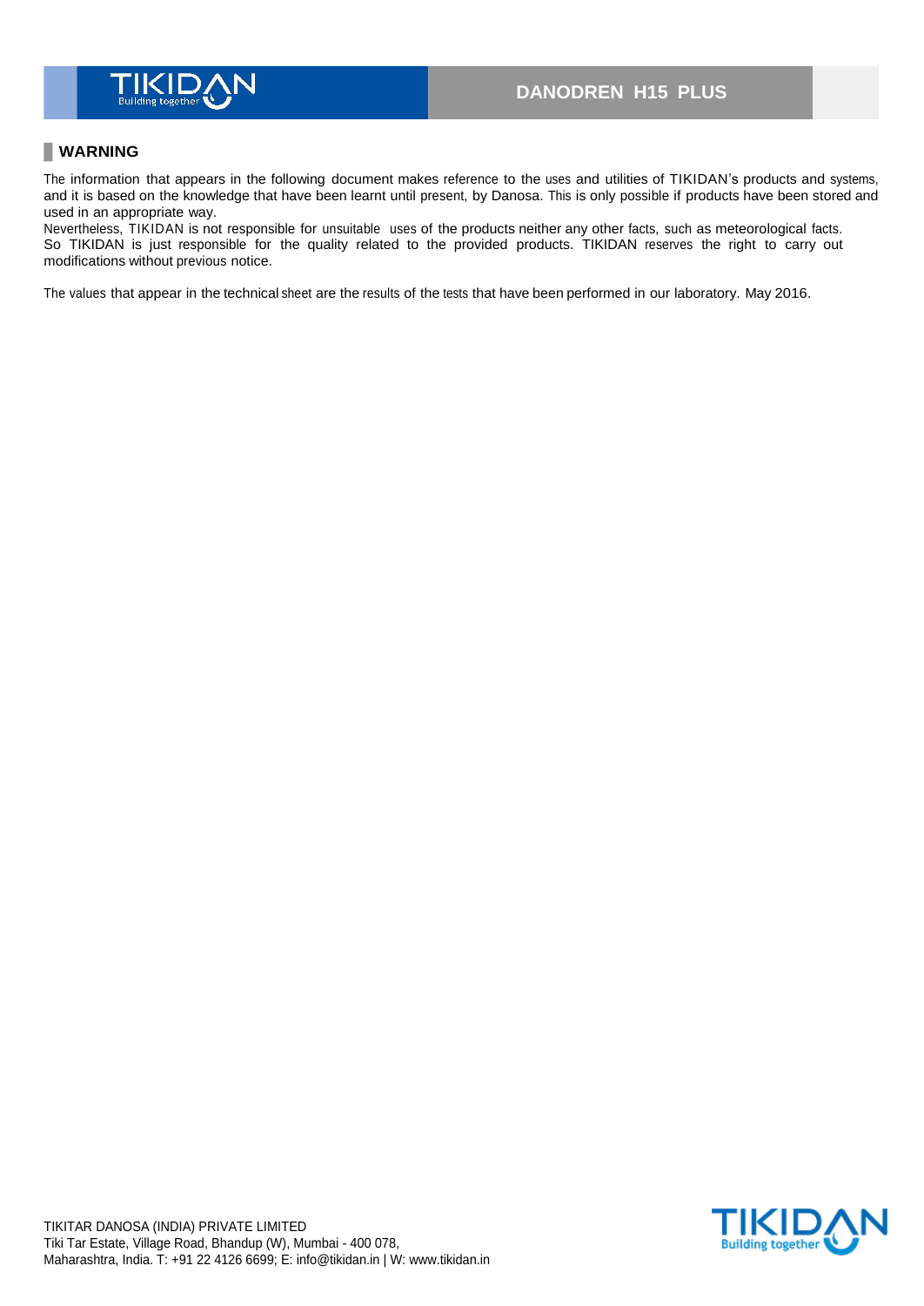## WARNING

The information that appears in the following document makes reference to the uses and utilities of TIKIDAN's products and systems, and it is based on the knowledge that have been learnt until present, by Danosa. This is only possible if products have been stored and used in an appropriate way.
Nevertheless, TIKIDAN is not responsible for unsuitable uses of the products neither any other facts, such as meteorological facts.
So TIKIDAN is just responsible for the quality related to the provided products. TIKIDAN reserves the right to carry out modifications without previous notice.

The values that appear in the technical sheet are the results of the tests that have been performed in our laboratory. May 2016.

TIKITAR DANOSA (INDIA) PRIVATE LIMITED
Tiki Tar Estate, Village Road, Bhandup (W), Mumbai - 400 078,
Maharashtra, India. T: +91 22 4126 6699; E: info@tikidan.in | W: www.tikidan.in